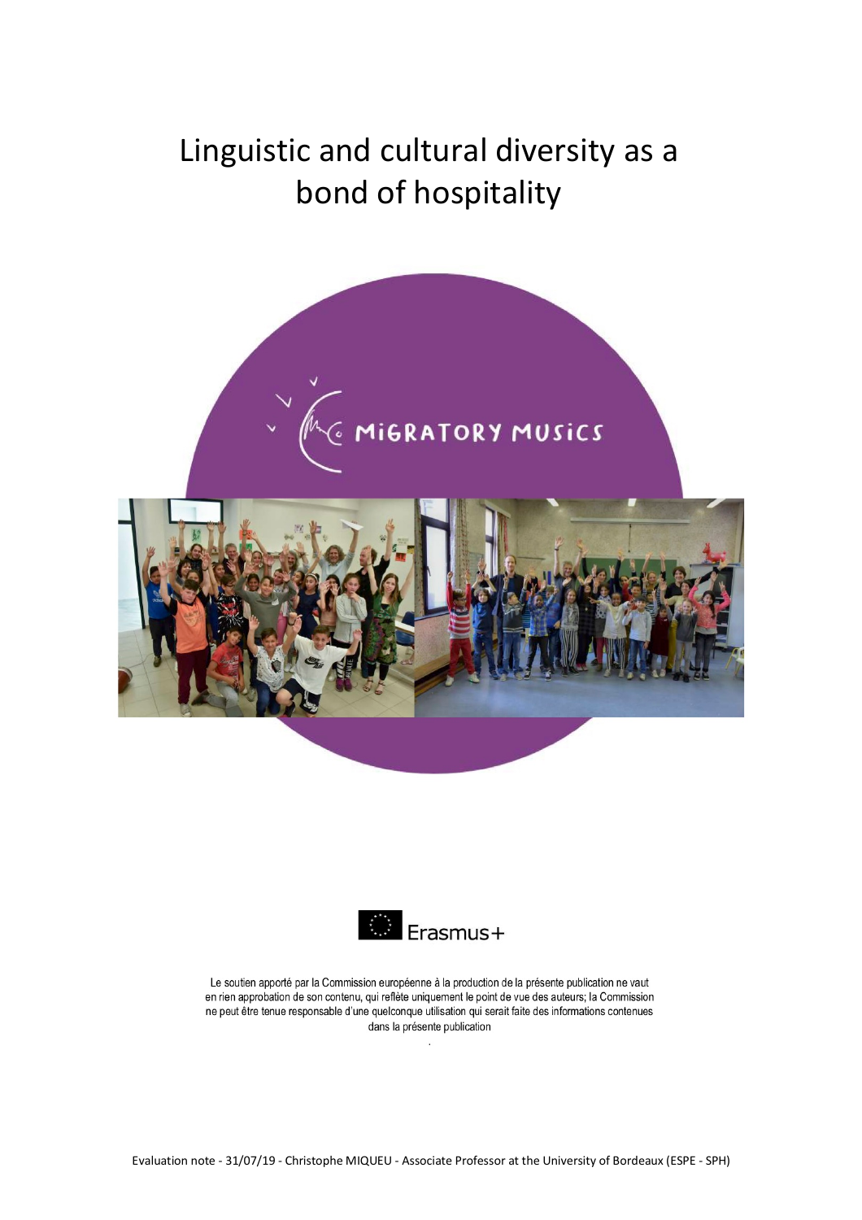# Linguistic and cultural diversity as a bond of hospitality

MiGRATORY MUSiCS

Erasmus+

Le soutien apporté par la Commission européenne à la production de la présente publication ne vaut en rien approbation de son contenu, qui reflète uniquement le point de vue des auteurs; la Commission ne peut être tenue responsable d'une quelconque utilisation qui serait faite des informations contenues dans la présente publication

Evaluation note - 31/07/19 - Christophe MIQUEU - Associate Professor at the University of Bordeaux (ESPE - SPH)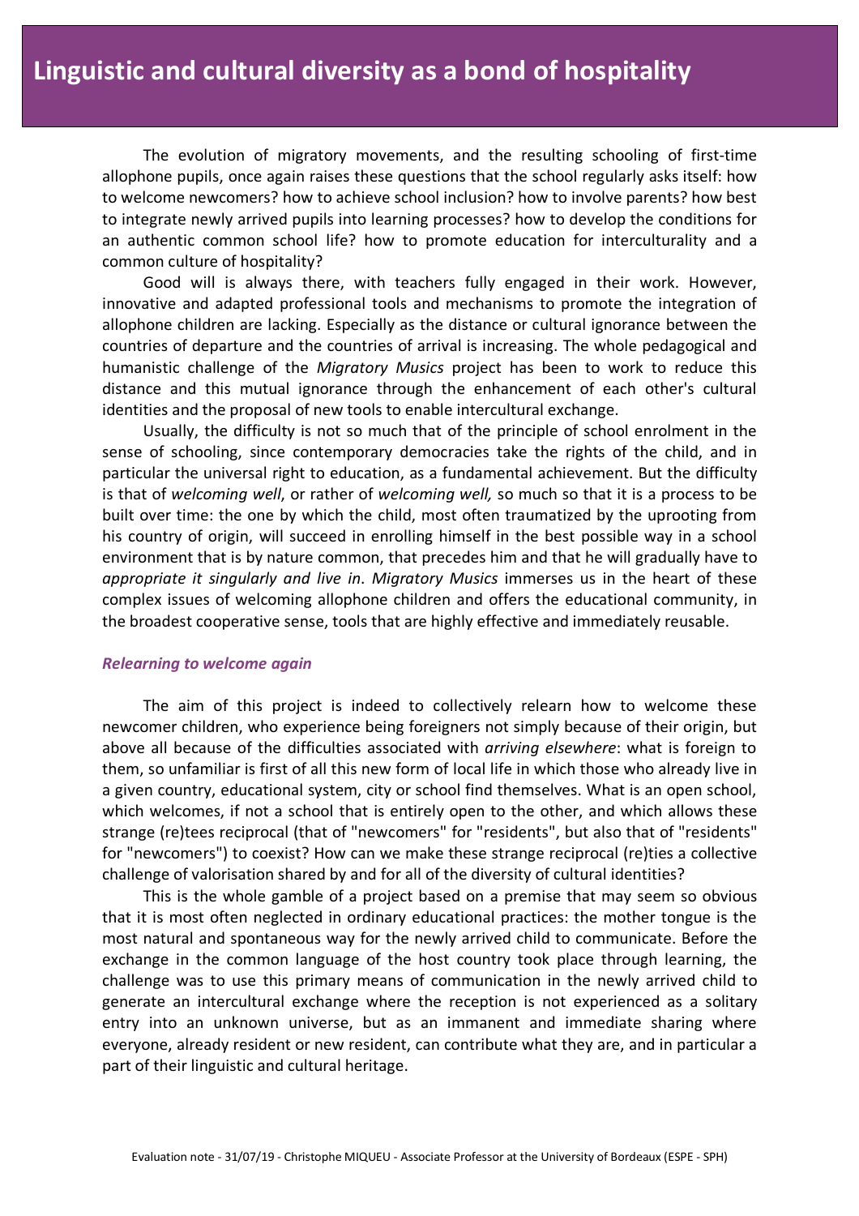# Linguistic and cultural diversity as a bond of hospitality

The evolution of migratory movements, and the resulting schooling of first-time allophone pupils, once again raises these questions that the school regularly asks itself: how to welcome newcomers? how to achieve school inclusion? how to involve parents? how best to integrate newly arrived pupils into learning processes? how to develop the conditions for an authentic common school life? how to promote education for interculturality and a common culture of hospitality?

Good will is always there, with teachers fully engaged in their work. However, innovative and adapted professional tools and mechanisms to promote the integration of allophone children are lacking. Especially as the distance or cultural ignorance between the countries of departure and the countries of arrival is increasing. The whole pedagogical and humanistic challenge of the *Migratory Musics* project has been to work to reduce this distance and this mutual ignorance through the enhancement of each other's cultural identities and the proposal of new tools to enable intercultural exchange.

Usually, the difficulty is not so much that of the principle of school enrolment in the sense of schooling, since contemporary democracies take the rights of the child, and in particular the universal right to education, as a fundamental achievement. But the difficulty is that of *welcoming well*, or rather of *welcoming well,* so much so that it is a process to be built over time: the one by which the child, most often traumatized by the uprooting from his country of origin, will succeed in enrolling himself in the best possible way in a school environment that is by nature common, that precedes him and that he will gradually have to *appropriate it singularly and live in*. *Migratory Musics* immerses us in the heart of these complex issues of welcoming allophone children and offers the educational community, in the broadest cooperative sense, tools that are highly effective and immediately reusable.

### *Relearning to welcome again*

The aim of this project is indeed to collectively relearn how to welcome these newcomer children, who experience being foreigners not simply because of their origin, but above all because of the difficulties associated with *arriving elsewhere*: what is foreign to them, so unfamiliar is first of all this new form of local life in which those who already live in a given country, educational system, city or school find themselves. What is an open school, which welcomes, if not a school that is entirely open to the other, and which allows these strange (re)tees reciprocal (that of "newcomers" for "residents", but also that of "residents" for "newcomers") to coexist? How can we make these strange reciprocal (re)ties a collective challenge of valorisation shared by and for all of the diversity of cultural identities?

This is the whole gamble of a project based on a premise that may seem so obvious that it is most often neglected in ordinary educational practices: the mother tongue is the most natural and spontaneous way for the newly arrived child to communicate. Before the exchange in the common language of the host country took place through learning, the challenge was to use this primary means of communication in the newly arrived child to generate an intercultural exchange where the reception is not experienced as a solitary entry into an unknown universe, but as an immanent and immediate sharing where everyone, already resident or new resident, can contribute what they are, and in particular a part of their linguistic and cultural heritage.

Evaluation note - 31/07/19 - Christophe MIQUEU - Associate Professor at the University of Bordeaux (ESPE - SPH)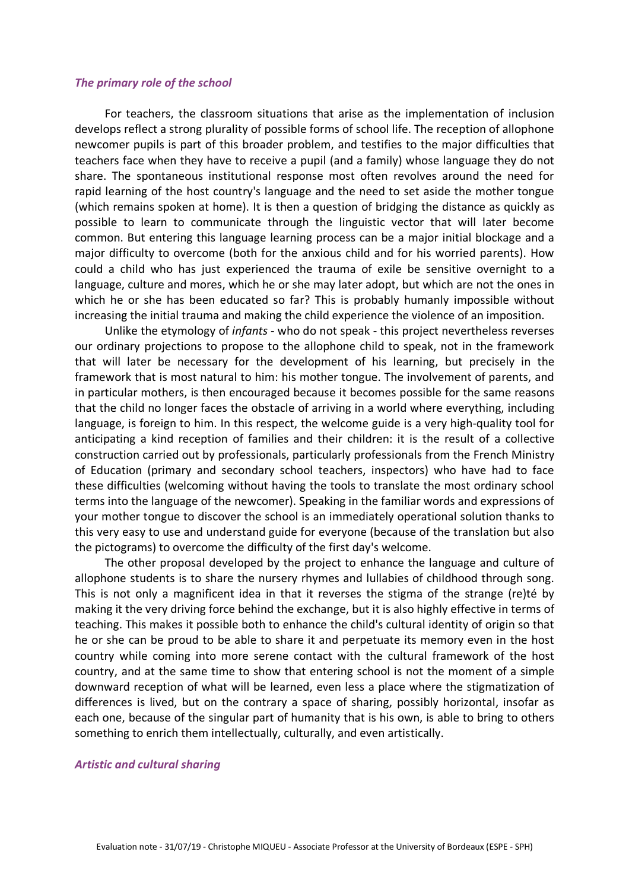### *The primary role of the school*

For teachers, the classroom situations that arise as the implementation of inclusion develops reflect a strong plurality of possible forms of school life. The reception of allophone newcomer pupils is part of this broader problem, and testifies to the major difficulties that teachers face when they have to receive a pupil (and a family) whose language they do not share. The spontaneous institutional response most often revolves around the need for rapid learning of the host country's language and the need to set aside the mother tongue (which remains spoken at home). It is then a question of bridging the distance as quickly as possible to learn to communicate through the linguistic vector that will later become common. But entering this language learning process can be a major initial blockage and a major difficulty to overcome (both for the anxious child and for his worried parents). How could a child who has just experienced the trauma of exile be sensitive overnight to a language, culture and mores, which he or she may later adopt, but which are not the ones in which he or she has been educated so far? This is probably humanly impossible without increasing the initial trauma and making the child experience the violence of an imposition.

Unlike the etymology of *infants* - who do not speak - this project nevertheless reverses our ordinary projections to propose to the allophone child to speak, not in the framework that will later be necessary for the development of his learning, but precisely in the framework that is most natural to him: his mother tongue. The involvement of parents, and in particular mothers, is then encouraged because it becomes possible for the same reasons that the child no longer faces the obstacle of arriving in a world where everything, including language, is foreign to him. In this respect, the welcome guide is a very high-quality tool for anticipating a kind reception of families and their children: it is the result of a collective construction carried out by professionals, particularly professionals from the French Ministry of Education (primary and secondary school teachers, inspectors) who have had to face these difficulties (welcoming without having the tools to translate the most ordinary school terms into the language of the newcomer). Speaking in the familiar words and expressions of your mother tongue to discover the school is an immediately operational solution thanks to this very easy to use and understand guide for everyone (because of the translation but also the pictograms) to overcome the difficulty of the first day's welcome.

The other proposal developed by the project to enhance the language and culture of allophone students is to share the nursery rhymes and lullabies of childhood through song. This is not only a magnificent idea in that it reverses the stigma of the strange (re)té by making it the very driving force behind the exchange, but it is also highly effective in terms of teaching. This makes it possible both to enhance the child's cultural identity of origin so that he or she can be proud to be able to share it and perpetuate its memory even in the host country while coming into more serene contact with the cultural framework of the host country, and at the same time to show that entering school is not the moment of a simple downward reception of what will be learned, even less a place where the stigmatization of differences is lived, but on the contrary a space of sharing, possibly horizontal, insofar as each one, because of the singular part of humanity that is his own, is able to bring to others something to enrich them intellectually, culturally, and even artistically.

### *Artistic and cultural sharing*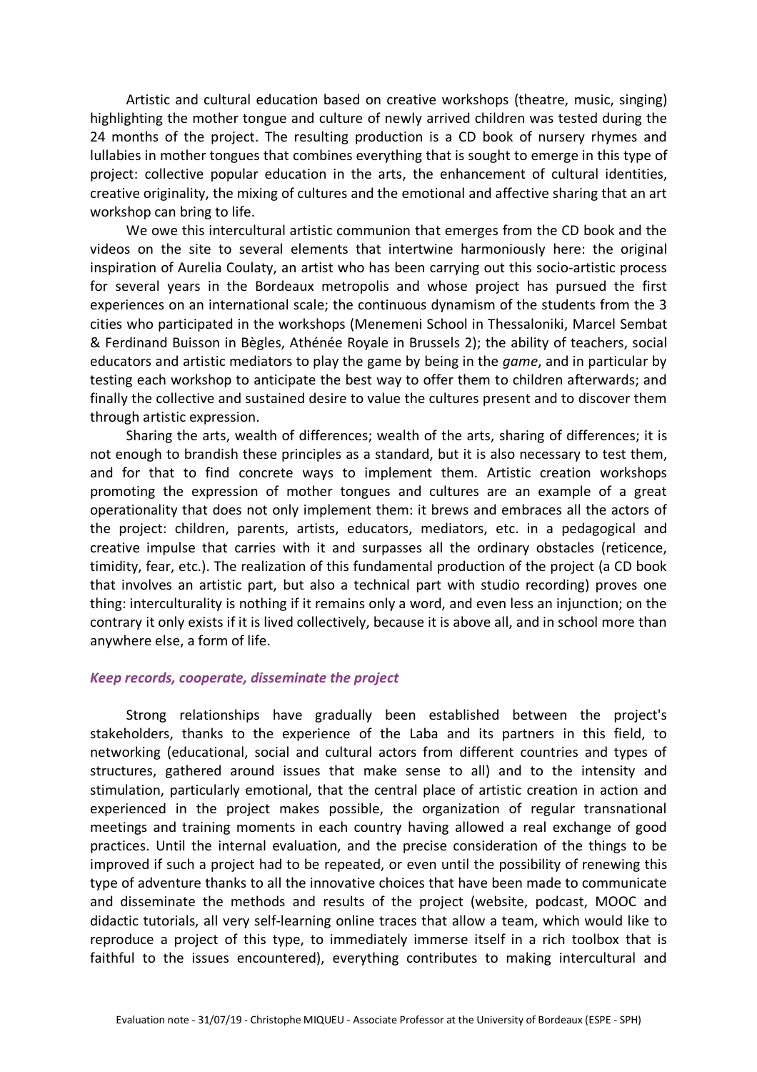Artistic and cultural education based on creative workshops (theatre, music, singing) highlighting the mother tongue and culture of newly arrived children was tested during the 24 months of the project. The resulting production is a CD book of nursery rhymes and lullabies in mother tongues that combines everything that is sought to emerge in this type of project: collective popular education in the arts, the enhancement of cultural identities, creative originality, the mixing of cultures and the emotional and affective sharing that an art workshop can bring to life.

We owe this intercultural artistic communion that emerges from the CD book and the videos on the site to several elements that intertwine harmoniously here: the original inspiration of Aurelia Coulaty, an artist who has been carrying out this socio-artistic process for several years in the Bordeaux metropolis and whose project has pursued the first experiences on an international scale; the continuous dynamism of the students from the 3 cities who participated in the workshops (Menemeni School in Thessaloniki, Marcel Sembat & Ferdinand Buisson in Bègles, Athénée Royale in Brussels 2); the ability of teachers, social educators and artistic mediators to play the game by being in the *game*, and in particular by testing each workshop to anticipate the best way to offer them to children afterwards; and finally the collective and sustained desire to value the cultures present and to discover them through artistic expression.

Sharing the arts, wealth of differences; wealth of the arts, sharing of differences; it is not enough to brandish these principles as a standard, but it is also necessary to test them, and for that to find concrete ways to implement them. Artistic creation workshops promoting the expression of mother tongues and cultures are an example of a great operationality that does not only implement them: it brews and embraces all the actors of the project: children, parents, artists, educators, mediators, etc. in a pedagogical and creative impulse that carries with it and surpasses all the ordinary obstacles (reticence, timidity, fear, etc.). The realization of this fundamental production of the project (a CD book that involves an artistic part, but also a technical part with studio recording) proves one thing: interculturality is nothing if it remains only a word, and even less an injunction; on the contrary it only exists if it is lived collectively, because it is above all, and in school more than anywhere else, a form of life.

### *Keep records, cooperate, disseminate the project*

Strong relationships have gradually been established between the project's stakeholders, thanks to the experience of the Laba and its partners in this field, to networking (educational, social and cultural actors from different countries and types of structures, gathered around issues that make sense to all) and to the intensity and stimulation, particularly emotional, that the central place of artistic creation in action and experienced in the project makes possible, the organization of regular transnational meetings and training moments in each country having allowed a real exchange of good practices. Until the internal evaluation, and the precise consideration of the things to be improved if such a project had to be repeated, or even until the possibility of renewing this type of adventure thanks to all the innovative choices that have been made to communicate and disseminate the methods and results of the project (website, podcast, MOOC and didactic tutorials, all very self-learning online traces that allow a team, which would like to reproduce a project of this type, to immediately immerse itself in a rich toolbox that is faithful to the issues encountered), everything contributes to making intercultural and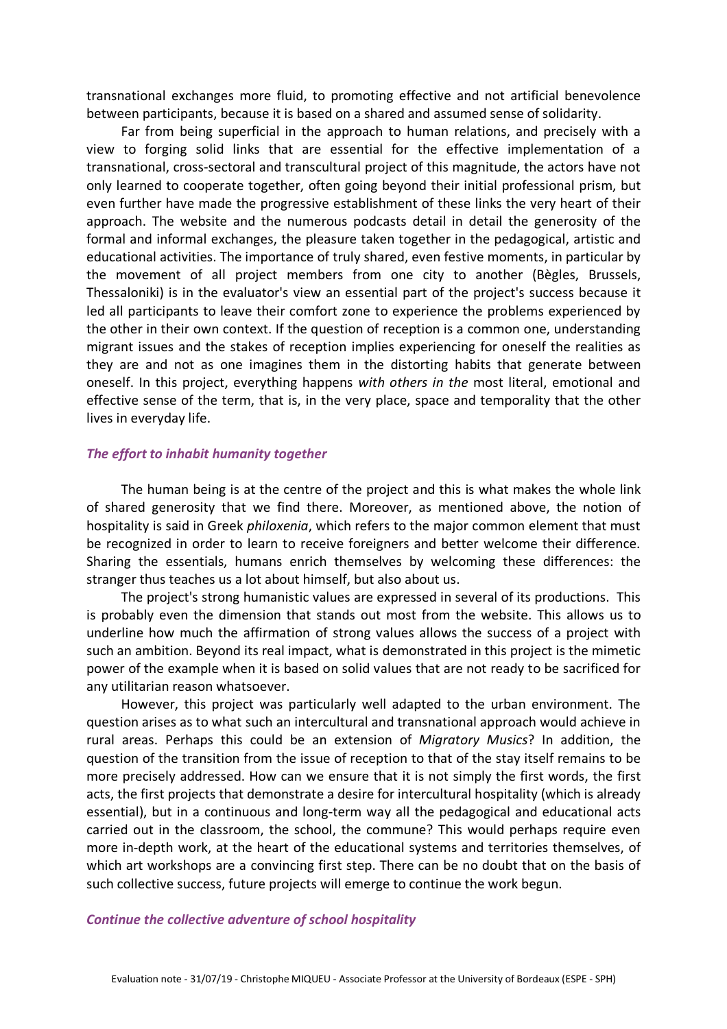transnational exchanges more fluid, to promoting effective and not artificial benevolence between participants, because it is based on a shared and assumed sense of solidarity.

Far from being superficial in the approach to human relations, and precisely with a view to forging solid links that are essential for the effective implementation of a transnational, cross-sectoral and transcultural project of this magnitude, the actors have not only learned to cooperate together, often going beyond their initial professional prism, but even further have made the progressive establishment of these links the very heart of their approach. The website and the numerous podcasts detail in detail the generosity of the formal and informal exchanges, the pleasure taken together in the pedagogical, artistic and educational activities. The importance of truly shared, even festive moments, in particular by the movement of all project members from one city to another (Bègles, Brussels, Thessaloniki) is in the evaluator's view an essential part of the project's success because it led all participants to leave their comfort zone to experience the problems experienced by the other in their own context. If the question of reception is a common one, understanding migrant issues and the stakes of reception implies experiencing for oneself the realities as they are and not as one imagines them in the distorting habits that generate between oneself. In this project, everything happens *with others in the* most literal, emotional and effective sense of the term, that is, in the very place, space and temporality that the other lives in everyday life.

### *The effort to inhabit humanity together*

The human being is at the centre of the project and this is what makes the whole link of shared generosity that we find there. Moreover, as mentioned above, the notion of hospitality is said in Greek *philoxenia*, which refers to the major common element that must be recognized in order to learn to receive foreigners and better welcome their difference. Sharing the essentials, humans enrich themselves by welcoming these differences: the stranger thus teaches us a lot about himself, but also about us.

The project's strong humanistic values are expressed in several of its productions. This is probably even the dimension that stands out most from the website. This allows us to underline how much the affirmation of strong values allows the success of a project with such an ambition. Beyond its real impact, what is demonstrated in this project is the mimetic power of the example when it is based on solid values that are not ready to be sacrificed for any utilitarian reason whatsoever.

However, this project was particularly well adapted to the urban environment. The question arises as to what such an intercultural and transnational approach would achieve in rural areas. Perhaps this could be an extension of *Migratory Musics*? In addition, the question of the transition from the issue of reception to that of the stay itself remains to be more precisely addressed. How can we ensure that it is not simply the first words, the first acts, the first projects that demonstrate a desire for intercultural hospitality (which is already essential), but in a continuous and long-term way all the pedagogical and educational acts carried out in the classroom, the school, the commune? This would perhaps require even more in-depth work, at the heart of the educational systems and territories themselves, of which art workshops are a convincing first step. There can be no doubt that on the basis of such collective success, future projects will emerge to continue the work begun.

### *Continue the collective adventure of school hospitality*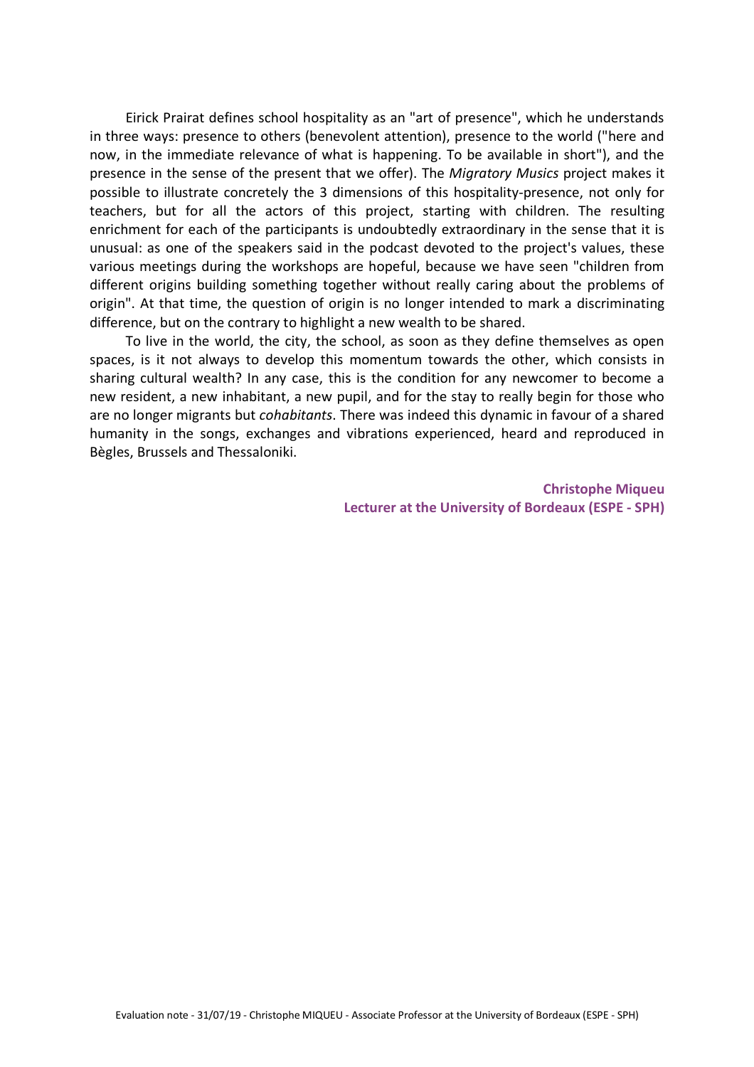Eirick Prairat defines school hospitality as an "art of presence", which he understands in three ways: presence to others (benevolent attention), presence to the world ("here and now, in the immediate relevance of what is happening. To be available in short"), and the presence in the sense of the present that we offer). The *Migratory Musics* project makes it possible to illustrate concretely the 3 dimensions of this hospitality-presence, not only for teachers, but for all the actors of this project, starting with children. The resulting enrichment for each of the participants is undoubtedly extraordinary in the sense that it is unusual: as one of the speakers said in the podcast devoted to the project's values, these various meetings during the workshops are hopeful, because we have seen "children from different origins building something together without really caring about the problems of origin". At that time, the question of origin is no longer intended to mark a discriminating difference, but on the contrary to highlight a new wealth to be shared.

To live in the world, the city, the school, as soon as they define themselves as open spaces, is it not always to develop this momentum towards the other, which consists in sharing cultural wealth? In any case, this is the condition for any newcomer to become a new resident, a new inhabitant, a new pupil, and for the stay to really begin for those who are no longer migrants but *cohabitants*. There was indeed this dynamic in favour of a shared humanity in the songs, exchanges and vibrations experienced, heard and reproduced in Bègles, Brussels and Thessaloniki.

**Christophe Miqueu**
**Lecturer at the University of Bordeaux (ESPE - SPH)**